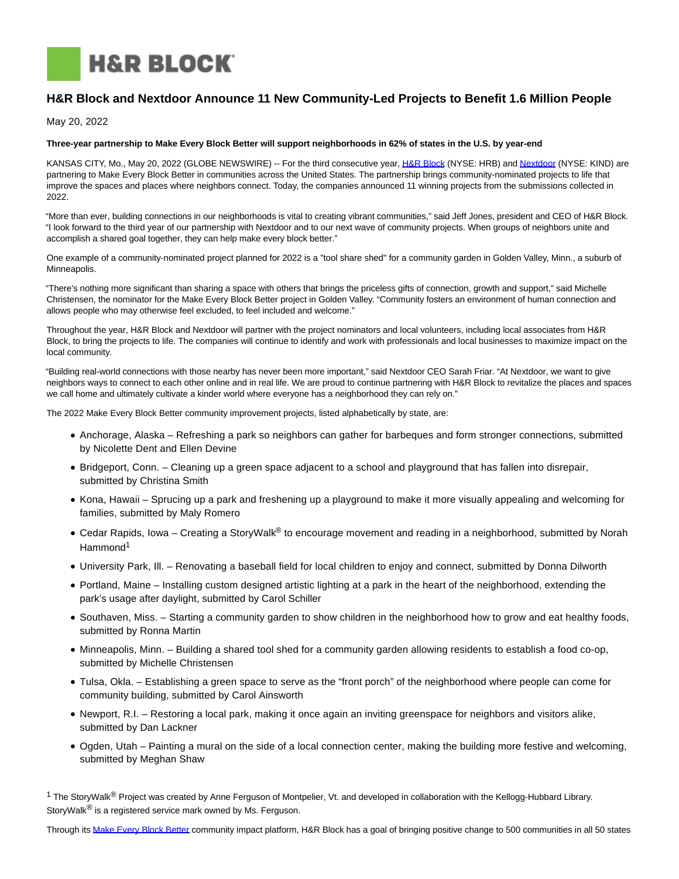H&R BLOCK

# H&R Block and Nextdoor Announce 11 New Community-Led Projects to Benefit 1.6 Million People

May 20, 2022

**Three-year partnership to Make Every Block Better will support neighborhoods in 62% of states in the U.S. by year-end**

KANSAS CITY, Mo., May 20, 2022 (GLOBE NEWSWIRE) -- For the third consecutive year, H&R Block (NYSE: HRB) and Nextdoor (NYSE: KIND) are partnering to Make Every Block Better in communities across the United States. The partnership brings community-nominated projects to life that improve the spaces and places where neighbors connect. Today, the companies announced 11 winning projects from the submissions collected in 2022.

"More than ever, building connections in our neighborhoods is vital to creating vibrant communities," said Jeff Jones, president and CEO of H&R Block. "I look forward to the third year of our partnership with Nextdoor and to our next wave of community projects. When groups of neighbors unite and accomplish a shared goal together, they can help make every block better."

One example of a community-nominated project planned for 2022 is a "tool share shed" for a community garden in Golden Valley, Minn., a suburb of Minneapolis.

"There's nothing more significant than sharing a space with others that brings the priceless gifts of connection, growth and support," said Michelle Christensen, the nominator for the Make Every Block Better project in Golden Valley. "Community fosters an environment of human connection and allows people who may otherwise feel excluded, to feel included and welcome."

Throughout the year, H&R Block and Nextdoor will partner with the project nominators and local volunteers, including local associates from H&R Block, to bring the projects to life. The companies will continue to identify and work with professionals and local businesses to maximize impact on the local community.

"Building real-world connections with those nearby has never been more important," said Nextdoor CEO Sarah Friar. "At Nextdoor, we want to give neighbors ways to connect to each other online and in real life. We are proud to continue partnering with H&R Block to revitalize the places and spaces we call home and ultimately cultivate a kinder world where everyone has a neighborhood they can rely on."

The 2022 Make Every Block Better community improvement projects, listed alphabetically by state, are:

- Anchorage, Alaska – Refreshing a park so neighbors can gather for barbeques and form stronger connections, submitted by Nicolette Dent and Ellen Devine
- Bridgeport, Conn. – Cleaning up a green space adjacent to a school and playground that has fallen into disrepair, submitted by Christina Smith
- Kona, Hawaii – Sprucing up a park and freshening up a playground to make it more visually appealing and welcoming for families, submitted by Maly Romero
- Cedar Rapids, Iowa – Creating a StoryWalk® to encourage movement and reading in a neighborhood, submitted by Norah Hammond[1]
- University Park, Ill. – Renovating a baseball field for local children to enjoy and connect, submitted by Donna Dilworth
- Portland, Maine – Installing custom designed artistic lighting at a park in the heart of the neighborhood, extending the park's usage after daylight, submitted by Carol Schiller
- Southaven, Miss. – Starting a community garden to show children in the neighborhood how to grow and eat healthy foods, submitted by Ronna Martin
- Minneapolis, Minn. – Building a shared tool shed for a community garden allowing residents to establish a food co-op, submitted by Michelle Christensen
- Tulsa, Okla. – Establishing a green space to serve as the "front porch" of the neighborhood where people can come for community building, submitted by Carol Ainsworth
- Newport, R.I. – Restoring a local park, making it once again an inviting greenspace for neighbors and visitors alike, submitted by Dan Lackner
- Ogden, Utah – Painting a mural on the side of a local connection center, making the building more festive and welcoming, submitted by Meghan Shaw

[1] The StoryWalk® Project was created by Anne Ferguson of Montpelier, Vt. and developed in collaboration with the Kellogg-Hubbard Library. StoryWalk® is a registered service mark owned by Ms. Ferguson.

Through its Make Every Block Better community impact platform, H&R Block has a goal of bringing positive change to 500 communities in all 50 states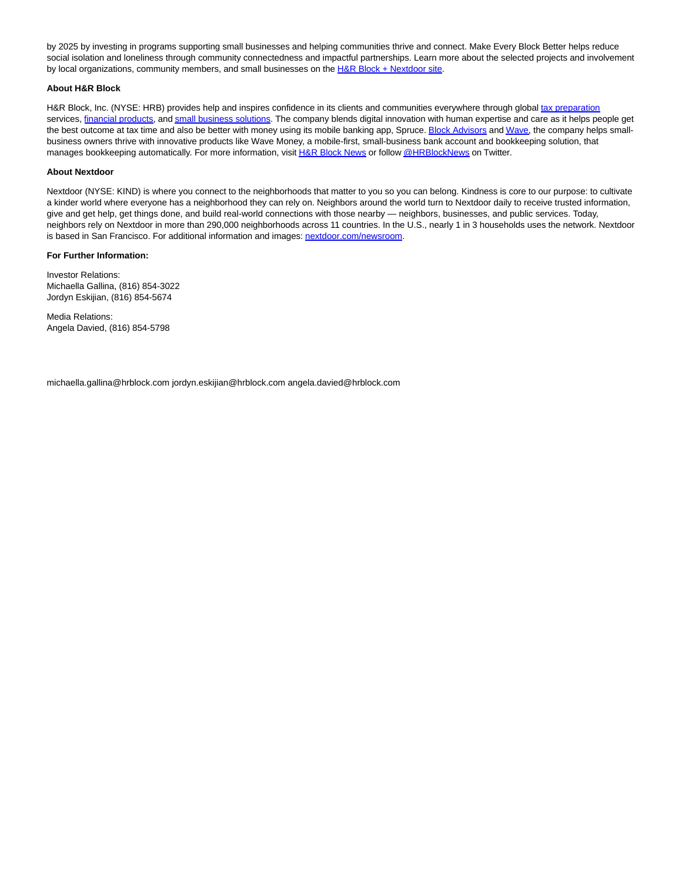by 2025 by investing in programs supporting small businesses and helping communities thrive and connect. Make Every Block Better helps reduce social isolation and loneliness through community connectedness and impactful partnerships. Learn more about the selected projects and involvement by local organizations, community members, and small businesses on the H&R Block + Nextdoor site.

**About H&R Block**

H&R Block, Inc. (NYSE: HRB) provides help and inspires confidence in its clients and communities everywhere through global tax preparation services, financial products, and small business solutions. The company blends digital innovation with human expertise and care as it helps people get the best outcome at tax time and also be better with money using its mobile banking app, Spruce. Block Advisors and Wave, the company helps small-business owners thrive with innovative products like Wave Money, a mobile-first, small-business bank account and bookkeeping solution, that manages bookkeeping automatically. For more information, visit H&R Block News or follow @HRBlockNews on Twitter.

**About Nextdoor**

Nextdoor (NYSE: KIND) is where you connect to the neighborhoods that matter to you so you can belong. Kindness is core to our purpose: to cultivate a kinder world where everyone has a neighborhood they can rely on. Neighbors around the world turn to Nextdoor daily to receive trusted information, give and get help, get things done, and build real-world connections with those nearby — neighbors, businesses, and public services. Today, neighbors rely on Nextdoor in more than 290,000 neighborhoods across 11 countries. In the U.S., nearly 1 in 3 households uses the network. Nextdoor is based in San Francisco. For additional information and images: nextdoor.com/newsroom.

**For Further Information:**

Investor Relations:
Michaella Gallina, (816) 854-3022
Jordyn Eskijian, (816) 854-5674

Media Relations:
Angela Davied, (816) 854-5798

michaella.gallina@hrblock.com jordyn.eskijian@hrblock.com angela.davied@hrblock.com